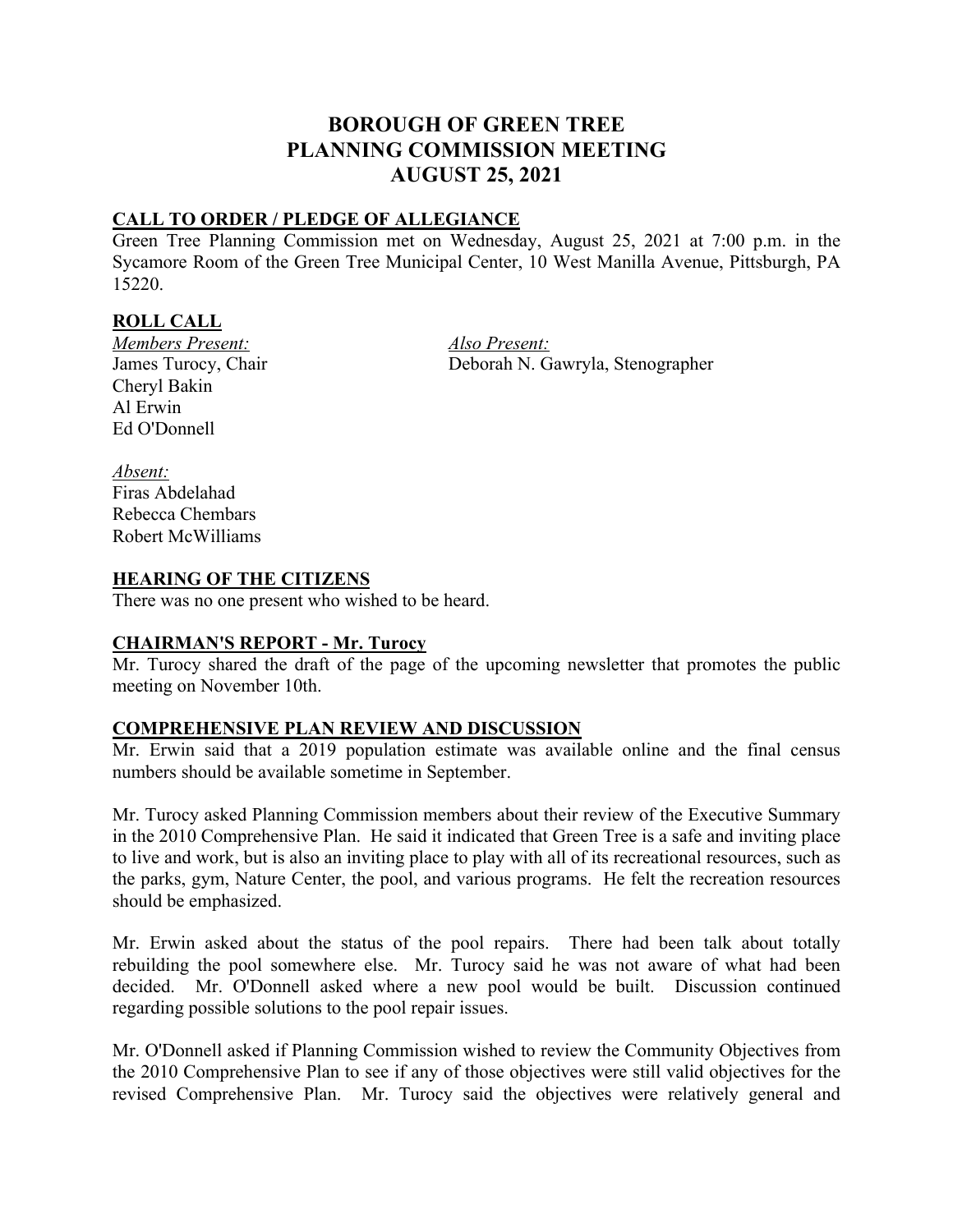# BOROUGH OF GREEN TREE
# PLANNING COMMISSION MEETING
# AUGUST 25, 2021

## CALL TO ORDER / PLEDGE OF ALLEGIANCE

Green Tree Planning Commission met on Wednesday, August 25, 2021 at 7:00 p.m. in the Sycamore Room of the Green Tree Municipal Center, 10 West Manilla Avenue, Pittsburgh, PA 15220.

## ROLL CALL

*Members Present:*
James Turocy, Chair
Cheryl Bakin
Al Erwin
Ed O'Donnell

*Also Present:*
Deborah N. Gawryla, Stenographer

*Absent:*
Firas Abdelahad
Rebecca Chembars
Robert McWilliams

## HEARING OF THE CITIZENS

There was no one present who wished to be heard.

## CHAIRMAN'S REPORT - Mr. Turocy

Mr. Turocy shared the draft of the page of the upcoming newsletter that promotes the public meeting on November 10th.

## COMPREHENSIVE PLAN REVIEW AND DISCUSSION

Mr. Erwin said that a 2019 population estimate was available online and the final census numbers should be available sometime in September.

Mr. Turocy asked Planning Commission members about their review of the Executive Summary in the 2010 Comprehensive Plan. He said it indicated that Green Tree is a safe and inviting place to live and work, but is also an inviting place to play with all of its recreational resources, such as the parks, gym, Nature Center, the pool, and various programs. He felt the recreation resources should be emphasized.

Mr. Erwin asked about the status of the pool repairs. There had been talk about totally rebuilding the pool somewhere else. Mr. Turocy said he was not aware of what had been decided. Mr. O'Donnell asked where a new pool would be built. Discussion continued regarding possible solutions to the pool repair issues.

Mr. O'Donnell asked if Planning Commission wished to review the Community Objectives from the 2010 Comprehensive Plan to see if any of those objectives were still valid objectives for the revised Comprehensive Plan. Mr. Turocy said the objectives were relatively general and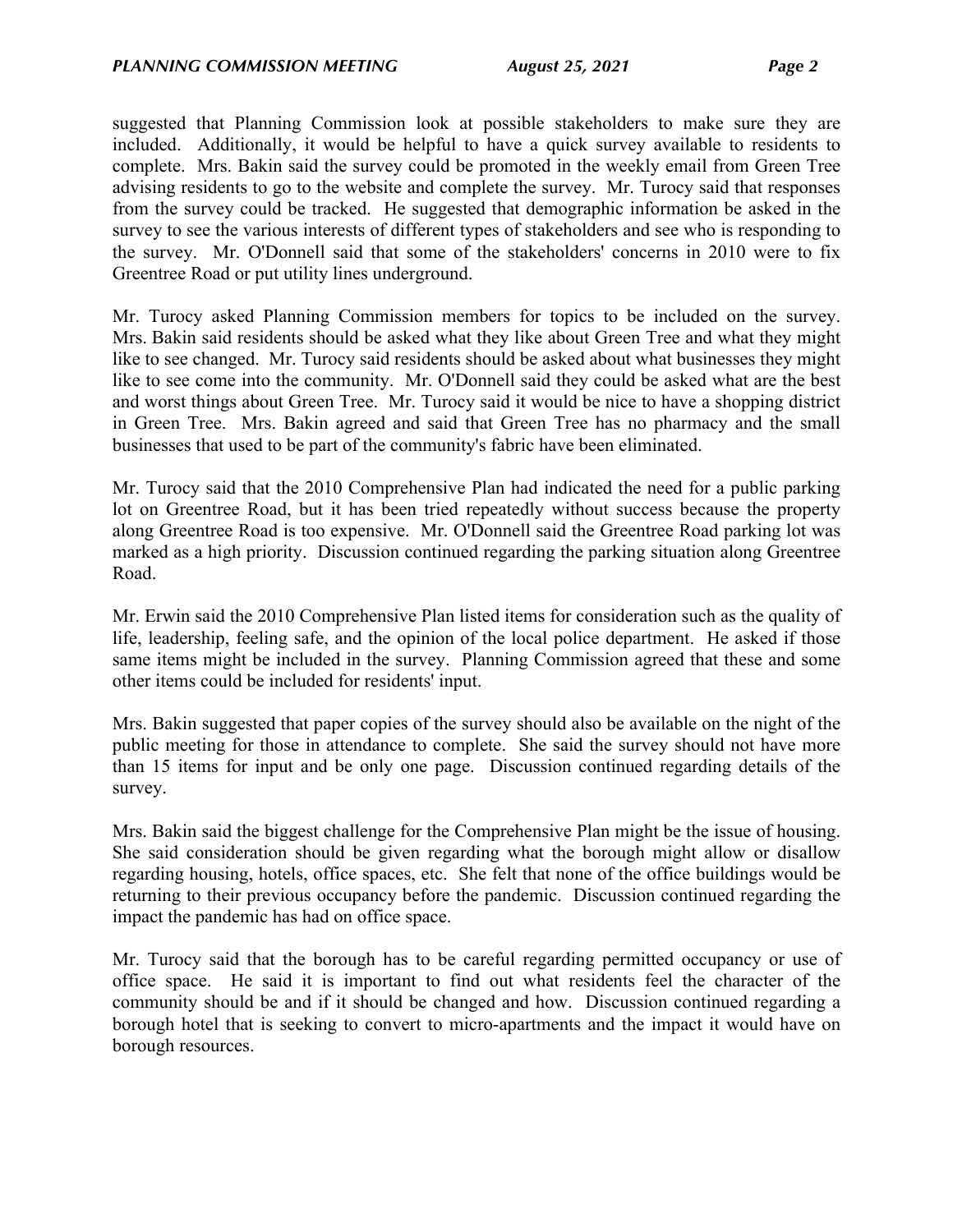suggested that Planning Commission look at possible stakeholders to make sure they are included. Additionally, it would be helpful to have a quick survey available to residents to complete. Mrs. Bakin said the survey could be promoted in the weekly email from Green Tree advising residents to go to the website and complete the survey. Mr. Turocy said that responses from the survey could be tracked. He suggested that demographic information be asked in the survey to see the various interests of different types of stakeholders and see who is responding to the survey. Mr. O'Donnell said that some of the stakeholders' concerns in 2010 were to fix Greentree Road or put utility lines underground.

Mr. Turocy asked Planning Commission members for topics to be included on the survey. Mrs. Bakin said residents should be asked what they like about Green Tree and what they might like to see changed. Mr. Turocy said residents should be asked about what businesses they might like to see come into the community. Mr. O'Donnell said they could be asked what are the best and worst things about Green Tree. Mr. Turocy said it would be nice to have a shopping district in Green Tree. Mrs. Bakin agreed and said that Green Tree has no pharmacy and the small businesses that used to be part of the community's fabric have been eliminated.

Mr. Turocy said that the 2010 Comprehensive Plan had indicated the need for a public parking lot on Greentree Road, but it has been tried repeatedly without success because the property along Greentree Road is too expensive. Mr. O'Donnell said the Greentree Road parking lot was marked as a high priority. Discussion continued regarding the parking situation along Greentree Road.

Mr. Erwin said the 2010 Comprehensive Plan listed items for consideration such as the quality of life, leadership, feeling safe, and the opinion of the local police department. He asked if those same items might be included in the survey. Planning Commission agreed that these and some other items could be included for residents' input.

Mrs. Bakin suggested that paper copies of the survey should also be available on the night of the public meeting for those in attendance to complete. She said the survey should not have more than 15 items for input and be only one page. Discussion continued regarding details of the survey.

Mrs. Bakin said the biggest challenge for the Comprehensive Plan might be the issue of housing. She said consideration should be given regarding what the borough might allow or disallow regarding housing, hotels, office spaces, etc. She felt that none of the office buildings would be returning to their previous occupancy before the pandemic. Discussion continued regarding the impact the pandemic has had on office space.

Mr. Turocy said that the borough has to be careful regarding permitted occupancy or use of office space. He said it is important to find out what residents feel the character of the community should be and if it should be changed and how. Discussion continued regarding a borough hotel that is seeking to convert to micro-apartments and the impact it would have on borough resources.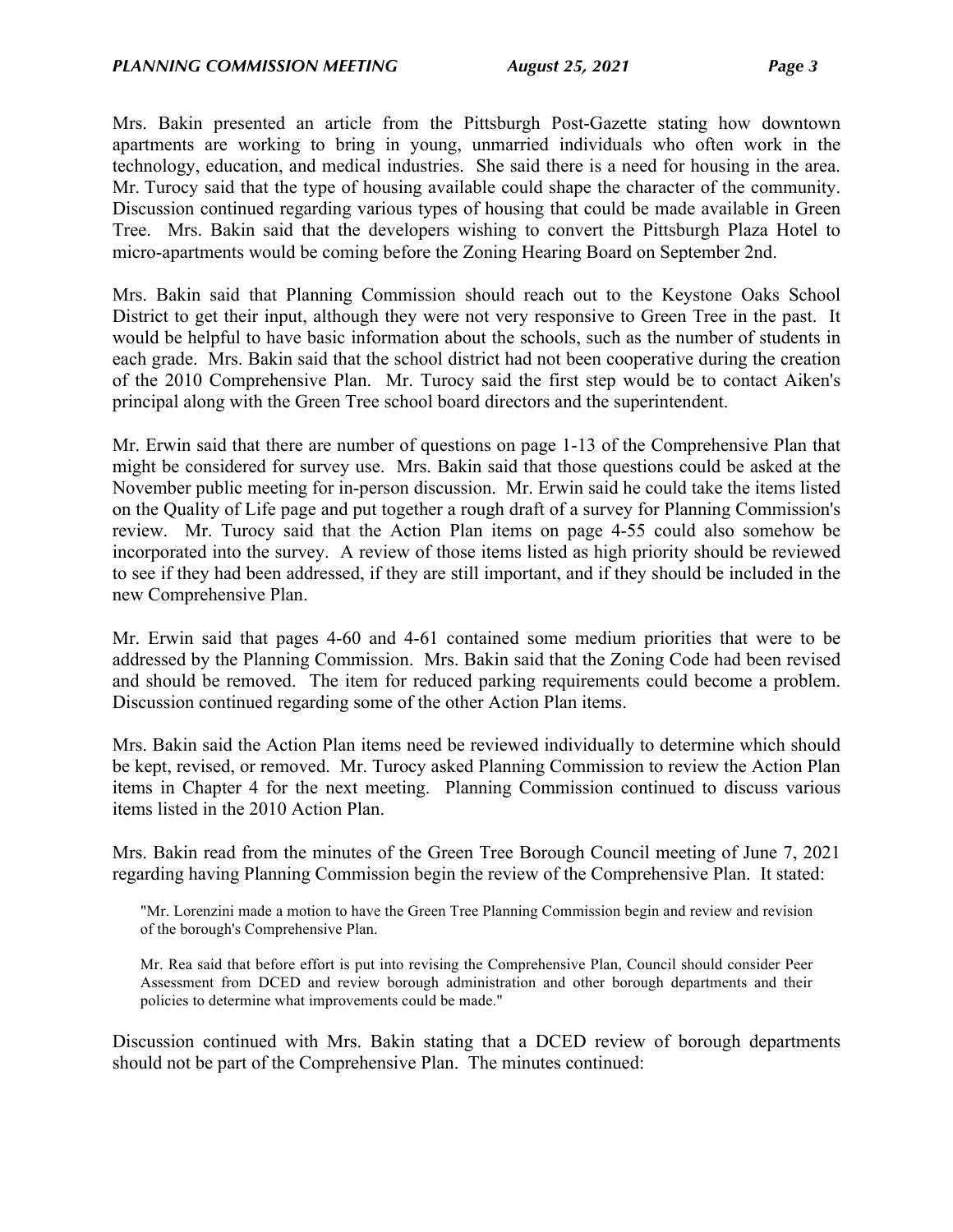Mrs. Bakin presented an article from the Pittsburgh Post-Gazette stating how downtown apartments are working to bring in young, unmarried individuals who often work in the technology, education, and medical industries. She said there is a need for housing in the area. Mr. Turocy said that the type of housing available could shape the character of the community. Discussion continued regarding various types of housing that could be made available in Green Tree. Mrs. Bakin said that the developers wishing to convert the Pittsburgh Plaza Hotel to micro-apartments would be coming before the Zoning Hearing Board on September 2nd.

Mrs. Bakin said that Planning Commission should reach out to the Keystone Oaks School District to get their input, although they were not very responsive to Green Tree in the past. It would be helpful to have basic information about the schools, such as the number of students in each grade. Mrs. Bakin said that the school district had not been cooperative during the creation of the 2010 Comprehensive Plan. Mr. Turocy said the first step would be to contact Aiken's principal along with the Green Tree school board directors and the superintendent.

Mr. Erwin said that there are number of questions on page 1-13 of the Comprehensive Plan that might be considered for survey use. Mrs. Bakin said that those questions could be asked at the November public meeting for in-person discussion. Mr. Erwin said he could take the items listed on the Quality of Life page and put together a rough draft of a survey for Planning Commission's review. Mr. Turocy said that the Action Plan items on page 4-55 could also somehow be incorporated into the survey. A review of those items listed as high priority should be reviewed to see if they had been addressed, if they are still important, and if they should be included in the new Comprehensive Plan.

Mr. Erwin said that pages 4-60 and 4-61 contained some medium priorities that were to be addressed by the Planning Commission. Mrs. Bakin said that the Zoning Code had been revised and should be removed. The item for reduced parking requirements could become a problem. Discussion continued regarding some of the other Action Plan items.

Mrs. Bakin said the Action Plan items need be reviewed individually to determine which should be kept, revised, or removed. Mr. Turocy asked Planning Commission to review the Action Plan items in Chapter 4 for the next meeting. Planning Commission continued to discuss various items listed in the 2010 Action Plan.

Mrs. Bakin read from the minutes of the Green Tree Borough Council meeting of June 7, 2021 regarding having Planning Commission begin the review of the Comprehensive Plan. It stated:

> "Mr. Lorenzini made a motion to have the Green Tree Planning Commission begin and review and revision of the borough's Comprehensive Plan.
>
> Mr. Rea said that before effort is put into revising the Comprehensive Plan, Council should consider Peer Assessment from DCED and review borough administration and other borough departments and their policies to determine what improvements could be made."

Discussion continued with Mrs. Bakin stating that a DCED review of borough departments should not be part of the Comprehensive Plan. The minutes continued: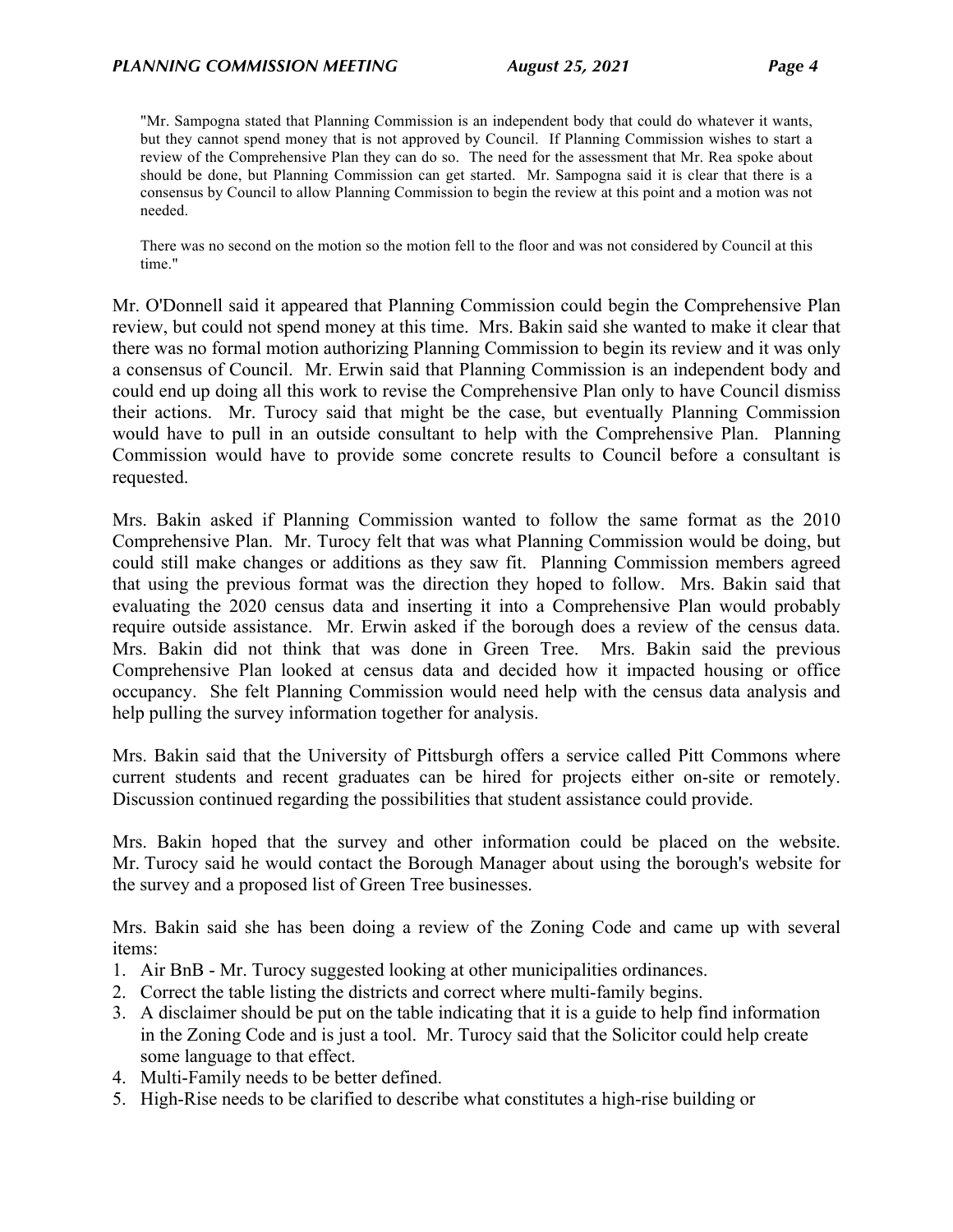> "Mr. Sampogna stated that Planning Commission is an independent body that could do whatever it wants, but they cannot spend money that is not approved by Council. If Planning Commission wishes to start a review of the Comprehensive Plan they can do so. The need for the assessment that Mr. Rea spoke about should be done, but Planning Commission can get started. Mr. Sampogna said it is clear that there is a consensus by Council to allow Planning Commission to begin the review at this point and a motion was not needed.
>
> There was no second on the motion so the motion fell to the floor and was not considered by Council at this time."

Mr. O'Donnell said it appeared that Planning Commission could begin the Comprehensive Plan review, but could not spend money at this time. Mrs. Bakin said she wanted to make it clear that there was no formal motion authorizing Planning Commission to begin its review and it was only a consensus of Council. Mr. Erwin said that Planning Commission is an independent body and could end up doing all this work to revise the Comprehensive Plan only to have Council dismiss their actions. Mr. Turocy said that might be the case, but eventually Planning Commission would have to pull in an outside consultant to help with the Comprehensive Plan. Planning Commission would have to provide some concrete results to Council before a consultant is requested.

Mrs. Bakin asked if Planning Commission wanted to follow the same format as the 2010 Comprehensive Plan. Mr. Turocy felt that was what Planning Commission would be doing, but could still make changes or additions as they saw fit. Planning Commission members agreed that using the previous format was the direction they hoped to follow. Mrs. Bakin said that evaluating the 2020 census data and inserting it into a Comprehensive Plan would probably require outside assistance. Mr. Erwin asked if the borough does a review of the census data. Mrs. Bakin did not think that was done in Green Tree. Mrs. Bakin said the previous Comprehensive Plan looked at census data and decided how it impacted housing or office occupancy. She felt Planning Commission would need help with the census data analysis and help pulling the survey information together for analysis.

Mrs. Bakin said that the University of Pittsburgh offers a service called Pitt Commons where current students and recent graduates can be hired for projects either on-site or remotely. Discussion continued regarding the possibilities that student assistance could provide.

Mrs. Bakin hoped that the survey and other information could be placed on the website. Mr. Turocy said he would contact the Borough Manager about using the borough's website for the survey and a proposed list of Green Tree businesses.

Mrs. Bakin said she has been doing a review of the Zoning Code and came up with several items:

1. Air BnB - Mr. Turocy suggested looking at other municipalities ordinances.
2. Correct the table listing the districts and correct where multi-family begins.
3. A disclaimer should be put on the table indicating that it is a guide to help find information in the Zoning Code and is just a tool. Mr. Turocy said that the Solicitor could help create some language to that effect.
4. Multi-Family needs to be better defined.
5. High-Rise needs to be clarified to describe what constitutes a high-rise building or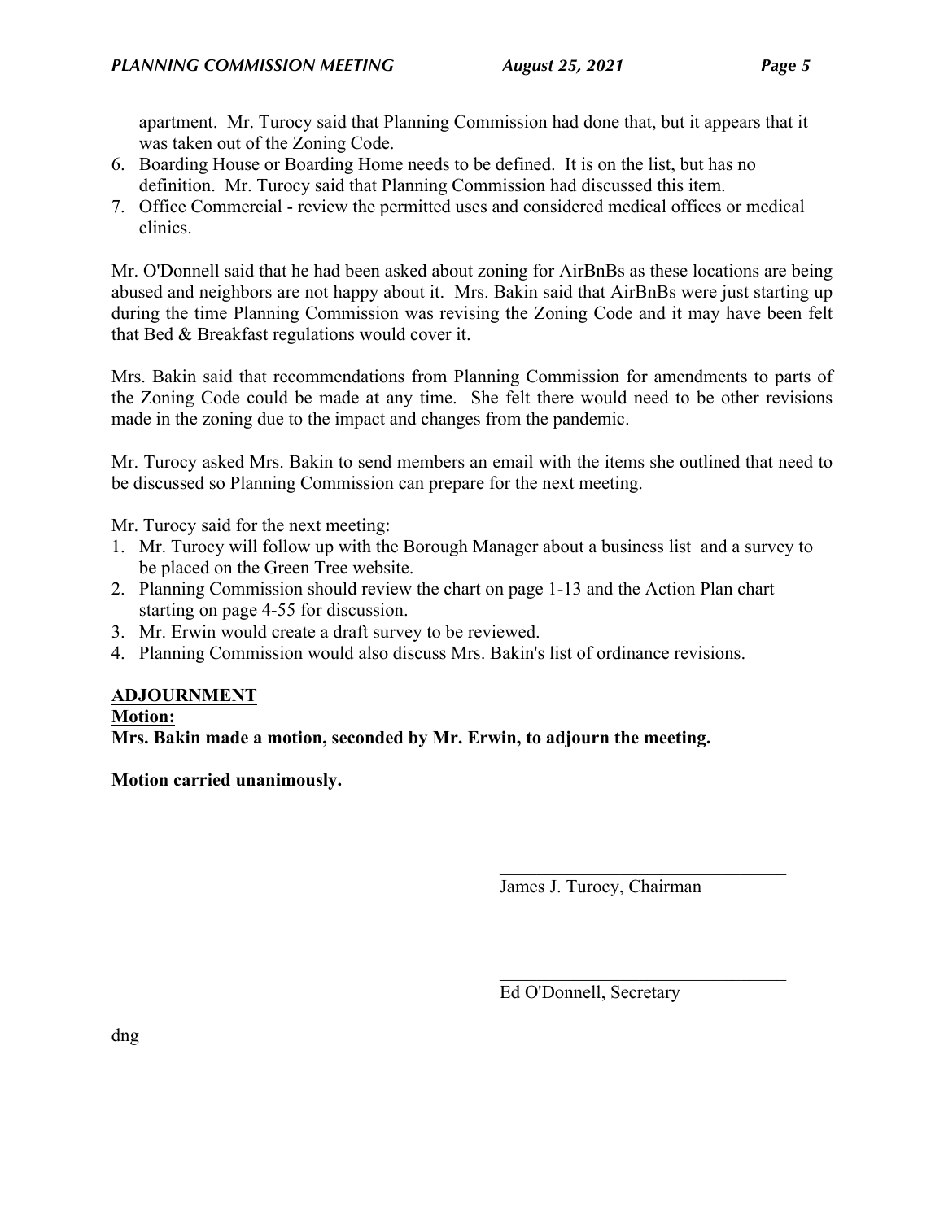apartment. Mr. Turocy said that Planning Commission had done that, but it appears that it was taken out of the Zoning Code.

6. Boarding House or Boarding Home needs to be defined. It is on the list, but has no definition. Mr. Turocy said that Planning Commission had discussed this item.
7. Office Commercial - review the permitted uses and considered medical offices or medical clinics.

Mr. O'Donnell said that he had been asked about zoning for AirBnBs as these locations are being abused and neighbors are not happy about it. Mrs. Bakin said that AirBnBs were just starting up during the time Planning Commission was revising the Zoning Code and it may have been felt that Bed & Breakfast regulations would cover it.

Mrs. Bakin said that recommendations from Planning Commission for amendments to parts of the Zoning Code could be made at any time. She felt there would need to be other revisions made in the zoning due to the impact and changes from the pandemic.

Mr. Turocy asked Mrs. Bakin to send members an email with the items she outlined that need to be discussed so Planning Commission can prepare for the next meeting.

Mr. Turocy said for the next meeting:

1. Mr. Turocy will follow up with the Borough Manager about a business list and a survey to be placed on the Green Tree website.
2. Planning Commission should review the chart on page 1-13 and the Action Plan chart starting on page 4-55 for discussion.
3. Mr. Erwin would create a draft survey to be reviewed.
4. Planning Commission would also discuss Mrs. Bakin's list of ordinance revisions.

## ADJOURNMENT

**Motion:**

**Mrs. Bakin made a motion, seconded by Mr. Erwin, to adjourn the meeting.**

**Motion carried unanimously.**

\_\_\_\_\_\_\_\_\_\_\_\_\_\_\_\_\_\_\_\_\_\_\_\_\_\_\_\_\_\_\_\_

James J. Turocy, Chairman

\_\_\_\_\_\_\_\_\_\_\_\_\_\_\_\_\_\_\_\_\_\_\_\_\_\_\_\_\_\_\_\_

Ed O'Donnell, Secretary

dng